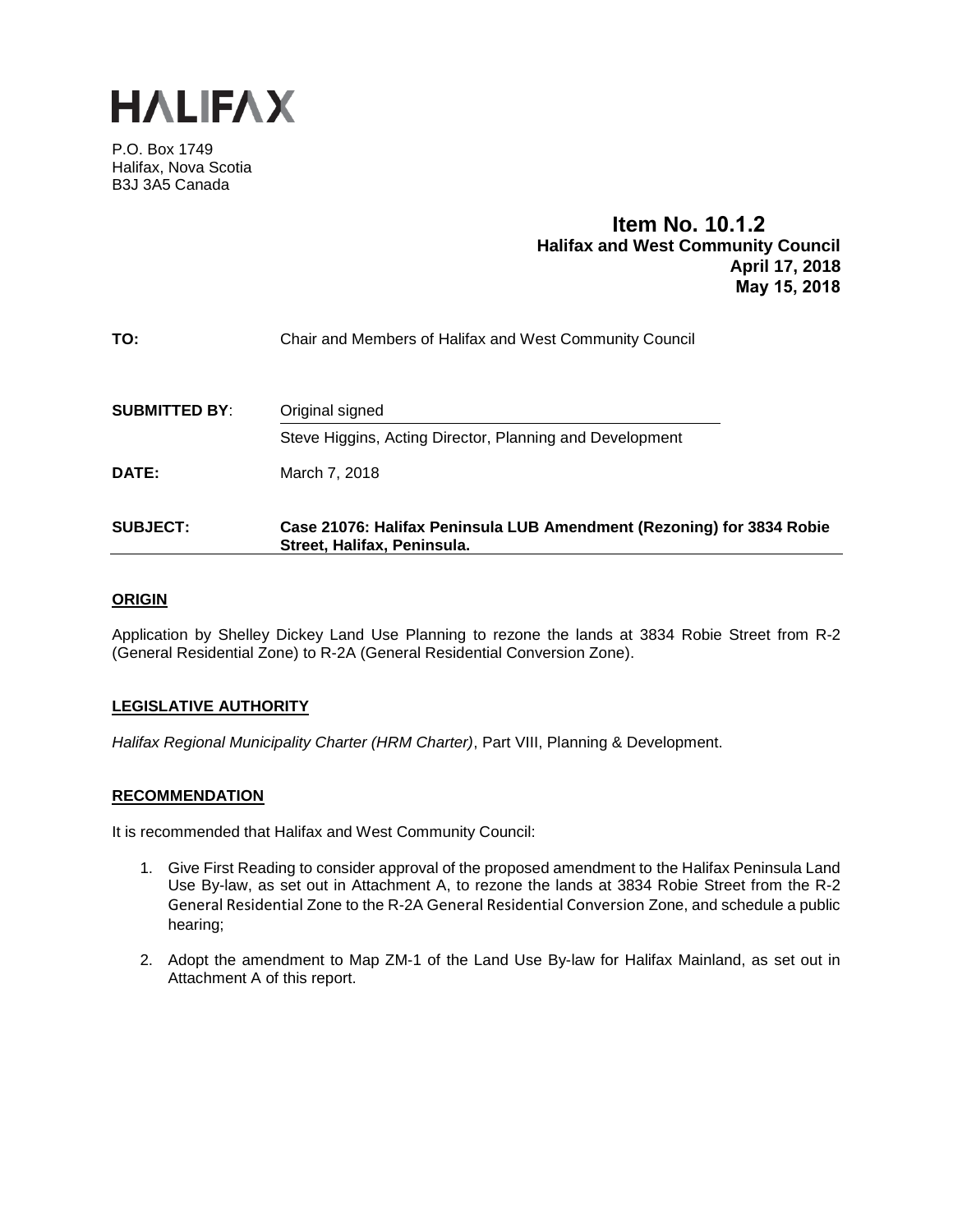# HALIFAX

P.O. Box 1749
Halifax, Nova Scotia
B3J 3A5 Canada

**Item No. 10.1.2**
**Halifax and West Community Council**
**April 17, 2018**
**May 15, 2018**

**TO:** Chair and Members of Halifax and West Community Council

**SUBMITTED BY:** Original signed

Steve Higgins, Acting Director, Planning and Development

**DATE:** March 7, 2018

**SUBJECT:** **Case 21076: Halifax Peninsula LUB Amendment (Rezoning) for 3834 Robie Street, Halifax, Peninsula.**

## ORIGIN

Application by Shelley Dickey Land Use Planning to rezone the lands at 3834 Robie Street from R-2 (General Residential Zone) to R-2A (General Residential Conversion Zone).

## LEGISLATIVE AUTHORITY

*Halifax Regional Municipality Charter (HRM Charter)*, Part VIII, Planning & Development.

## RECOMMENDATION

It is recommended that Halifax and West Community Council:

1. Give First Reading to consider approval of the proposed amendment to the Halifax Peninsula Land Use By-law, as set out in Attachment A, to rezone the lands at 3834 Robie Street from the R-2 General Residential Zone to the R-2A General Residential Conversion Zone, and schedule a public hearing;

2. Adopt the amendment to Map ZM-1 of the Land Use By-law for Halifax Mainland, as set out in Attachment A of this report.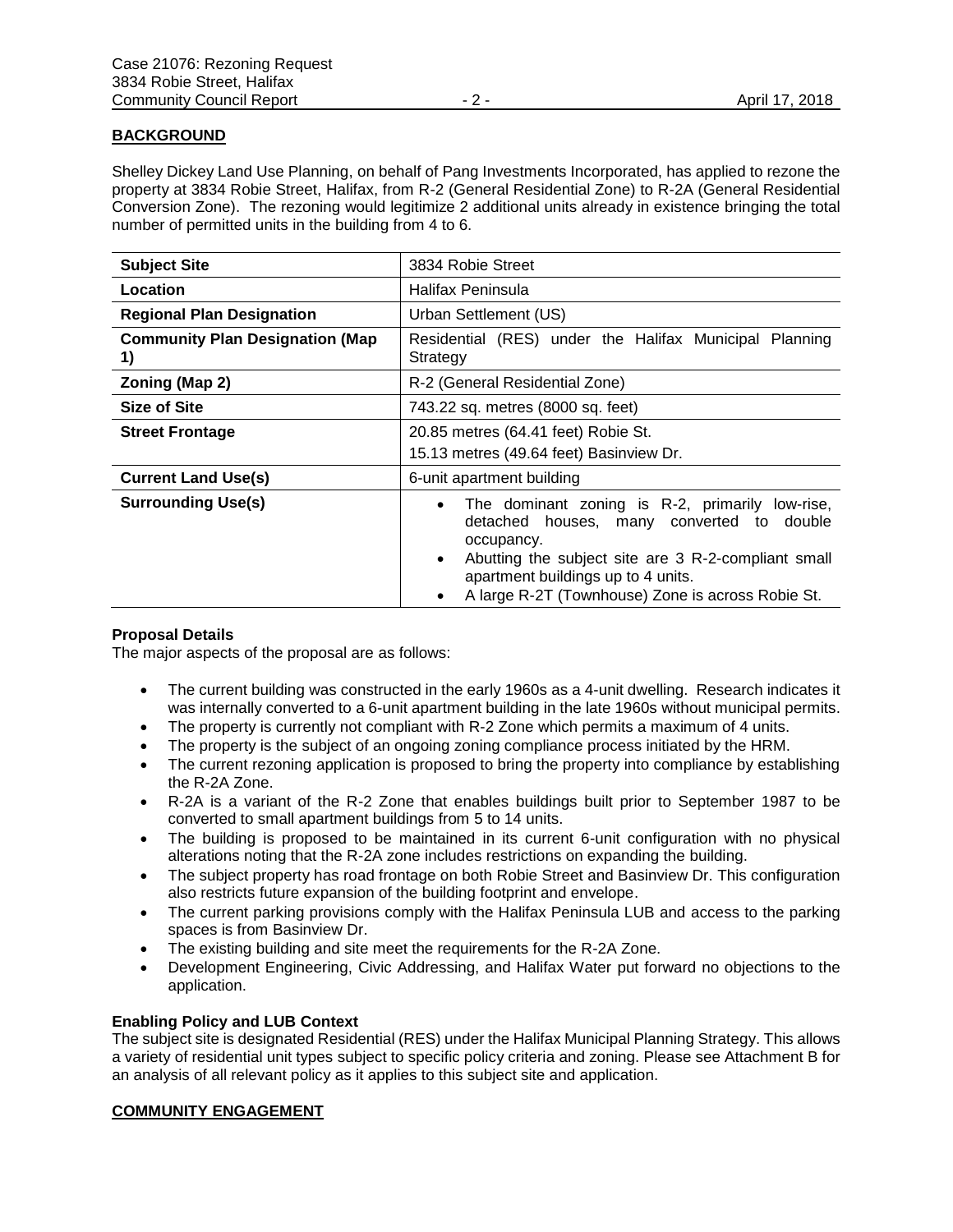## BACKGROUND

Shelley Dickey Land Use Planning, on behalf of Pang Investments Incorporated, has applied to rezone the property at 3834 Robie Street, Halifax, from R-2 (General Residential Zone) to R-2A (General Residential Conversion Zone). The rezoning would legitimize 2 additional units already in existence bringing the total number of permitted units in the building from 4 to 6.

| | |
|---|---|
| **Subject Site** | 3834 Robie Street |
| **Location** | Halifax Peninsula |
| **Regional Plan Designation** | Urban Settlement (US) |
| **Community Plan Designation (Map 1)** | Residential (RES) under the Halifax Municipal Planning Strategy |
| **Zoning (Map 2)** | R-2 (General Residential Zone) |
| **Size of Site** | 743.22 sq. metres (8000 sq. feet) |
| **Street Frontage** | 20.85 metres (64.41 feet) Robie St.<br>15.13 metres (49.64 feet) Basinview Dr. |
| **Current Land Use(s)** | 6-unit apartment building |
| **Surrounding Use(s)** | • The dominant zoning is R-2, primarily low-rise, detached houses, many converted to double occupancy.<br>• Abutting the subject site are 3 R-2-compliant small apartment buildings up to 4 units.<br>• A large R-2T (Townhouse) Zone is across Robie St. |

### Proposal Details

The major aspects of the proposal are as follows:

- The current building was constructed in the early 1960s as a 4-unit dwelling. Research indicates it was internally converted to a 6-unit apartment building in the late 1960s without municipal permits.
- The property is currently not compliant with R-2 Zone which permits a maximum of 4 units.
- The property is the subject of an ongoing zoning compliance process initiated by the HRM.
- The current rezoning application is proposed to bring the property into compliance by establishing the R-2A Zone.
- R-2A is a variant of the R-2 Zone that enables buildings built prior to September 1987 to be converted to small apartment buildings from 5 to 14 units.
- The building is proposed to be maintained in its current 6-unit configuration with no physical alterations noting that the R-2A zone includes restrictions on expanding the building.
- The subject property has road frontage on both Robie Street and Basinview Dr. This configuration also restricts future expansion of the building footprint and envelope.
- The current parking provisions comply with the Halifax Peninsula LUB and access to the parking spaces is from Basinview Dr.
- The existing building and site meet the requirements for the R-2A Zone.
- Development Engineering, Civic Addressing, and Halifax Water put forward no objections to the application.

### Enabling Policy and LUB Context

The subject site is designated Residential (RES) under the Halifax Municipal Planning Strategy. This allows a variety of residential unit types subject to specific policy criteria and zoning. Please see Attachment B for an analysis of all relevant policy as it applies to this subject site and application.

## COMMUNITY ENGAGEMENT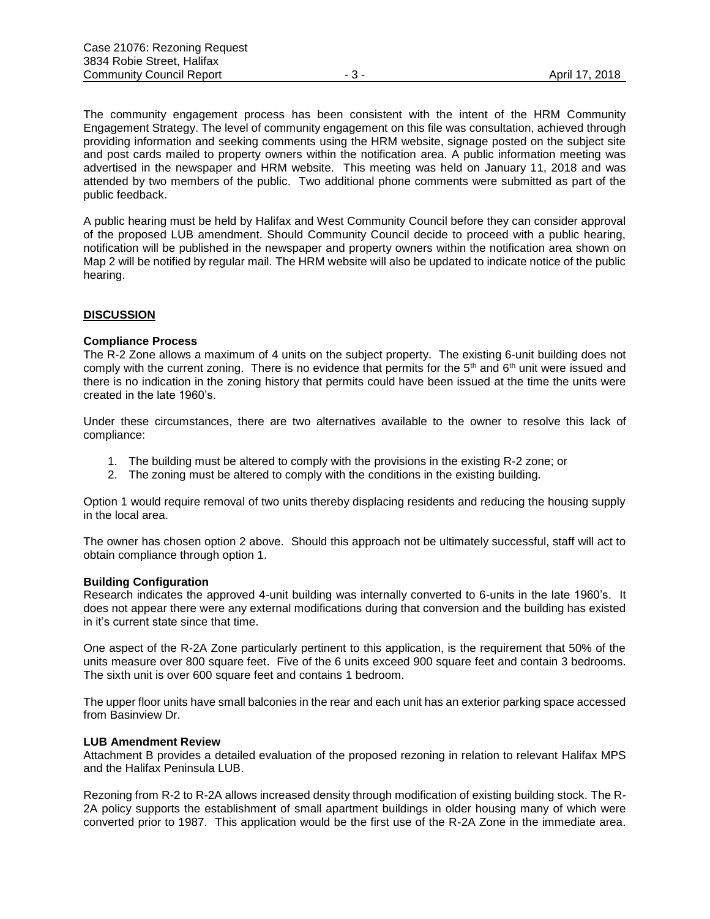The community engagement process has been consistent with the intent of the HRM Community Engagement Strategy. The level of community engagement on this file was consultation, achieved through providing information and seeking comments using the HRM website, signage posted on the subject site and post cards mailed to property owners within the notification area. A public information meeting was advertised in the newspaper and HRM website. This meeting was held on January 11, 2018 and was attended by two members of the public. Two additional phone comments were submitted as part of the public feedback.

A public hearing must be held by Halifax and West Community Council before they can consider approval of the proposed LUB amendment. Should Community Council decide to proceed with a public hearing, notification will be published in the newspaper and property owners within the notification area shown on Map 2 will be notified by regular mail. The HRM website will also be updated to indicate notice of the public hearing.

## DISCUSSION

### Compliance Process

The R-2 Zone allows a maximum of 4 units on the subject property. The existing 6-unit building does not comply with the current zoning. There is no evidence that permits for the 5th and 6th unit were issued and there is no indication in the zoning history that permits could have been issued at the time the units were created in the late 1960's.

Under these circumstances, there are two alternatives available to the owner to resolve this lack of compliance:

1. The building must be altered to comply with the provisions in the existing R-2 zone; or
2. The zoning must be altered to comply with the conditions in the existing building.

Option 1 would require removal of two units thereby displacing residents and reducing the housing supply in the local area.

The owner has chosen option 2 above. Should this approach not be ultimately successful, staff will act to obtain compliance through option 1.

### Building Configuration

Research indicates the approved 4-unit building was internally converted to 6-units in the late 1960's. It does not appear there were any external modifications during that conversion and the building has existed in it's current state since that time.

One aspect of the R-2A Zone particularly pertinent to this application, is the requirement that 50% of the units measure over 800 square feet. Five of the 6 units exceed 900 square feet and contain 3 bedrooms. The sixth unit is over 600 square feet and contains 1 bedroom.

The upper floor units have small balconies in the rear and each unit has an exterior parking space accessed from Basinview Dr.

### LUB Amendment Review

Attachment B provides a detailed evaluation of the proposed rezoning in relation to relevant Halifax MPS and the Halifax Peninsula LUB.

Rezoning from R-2 to R-2A allows increased density through modification of existing building stock. The R-2A policy supports the establishment of small apartment buildings in older housing many of which were converted prior to 1987. This application would be the first use of the R-2A Zone in the immediate area.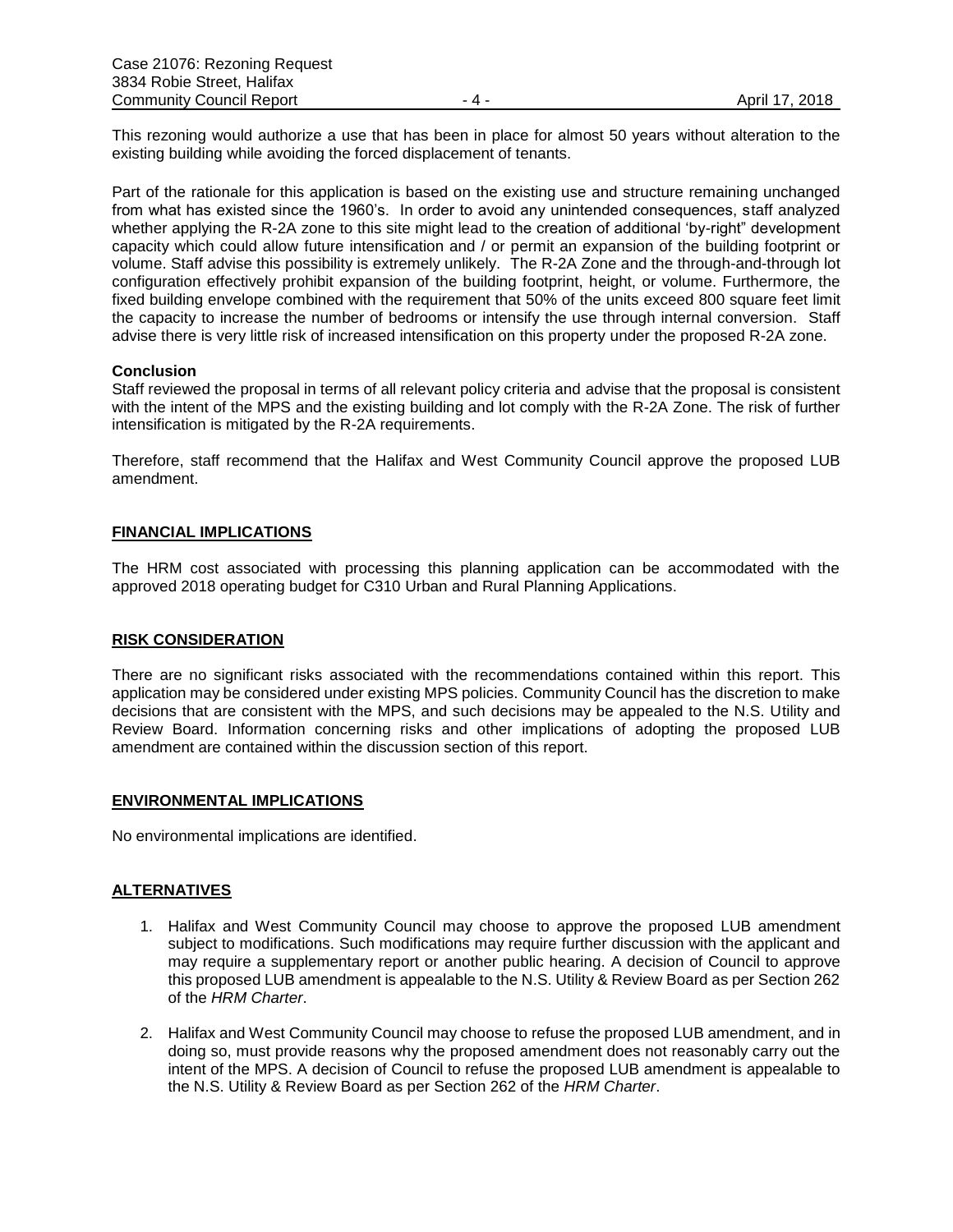This rezoning would authorize a use that has been in place for almost 50 years without alteration to the existing building while avoiding the forced displacement of tenants.

Part of the rationale for this application is based on the existing use and structure remaining unchanged from what has existed since the 1960's. In order to avoid any unintended consequences, staff analyzed whether applying the R-2A zone to this site might lead to the creation of additional 'by-right" development capacity which could allow future intensification and / or permit an expansion of the building footprint or volume. Staff advise this possibility is extremely unlikely. The R-2A Zone and the through-and-through lot configuration effectively prohibit expansion of the building footprint, height, or volume. Furthermore, the fixed building envelope combined with the requirement that 50% of the units exceed 800 square feet limit the capacity to increase the number of bedrooms or intensify the use through internal conversion. Staff advise there is very little risk of increased intensification on this property under the proposed R-2A zone.

**Conclusion**
Staff reviewed the proposal in terms of all relevant policy criteria and advise that the proposal is consistent with the intent of the MPS and the existing building and lot comply with the R-2A Zone. The risk of further intensification is mitigated by the R-2A requirements.

Therefore, staff recommend that the Halifax and West Community Council approve the proposed LUB amendment.

## FINANCIAL IMPLICATIONS

The HRM cost associated with processing this planning application can be accommodated with the approved 2018 operating budget for C310 Urban and Rural Planning Applications.

## RISK CONSIDERATION

There are no significant risks associated with the recommendations contained within this report. This application may be considered under existing MPS policies. Community Council has the discretion to make decisions that are consistent with the MPS, and such decisions may be appealed to the N.S. Utility and Review Board. Information concerning risks and other implications of adopting the proposed LUB amendment are contained within the discussion section of this report.

## ENVIRONMENTAL IMPLICATIONS

No environmental implications are identified.

## ALTERNATIVES

1. Halifax and West Community Council may choose to approve the proposed LUB amendment subject to modifications. Such modifications may require further discussion with the applicant and may require a supplementary report or another public hearing. A decision of Council to approve this proposed LUB amendment is appealable to the N.S. Utility & Review Board as per Section 262 of the *HRM Charter*.
2. Halifax and West Community Council may choose to refuse the proposed LUB amendment, and in doing so, must provide reasons why the proposed amendment does not reasonably carry out the intent of the MPS. A decision of Council to refuse the proposed LUB amendment is appealable to the N.S. Utility & Review Board as per Section 262 of the *HRM Charter*.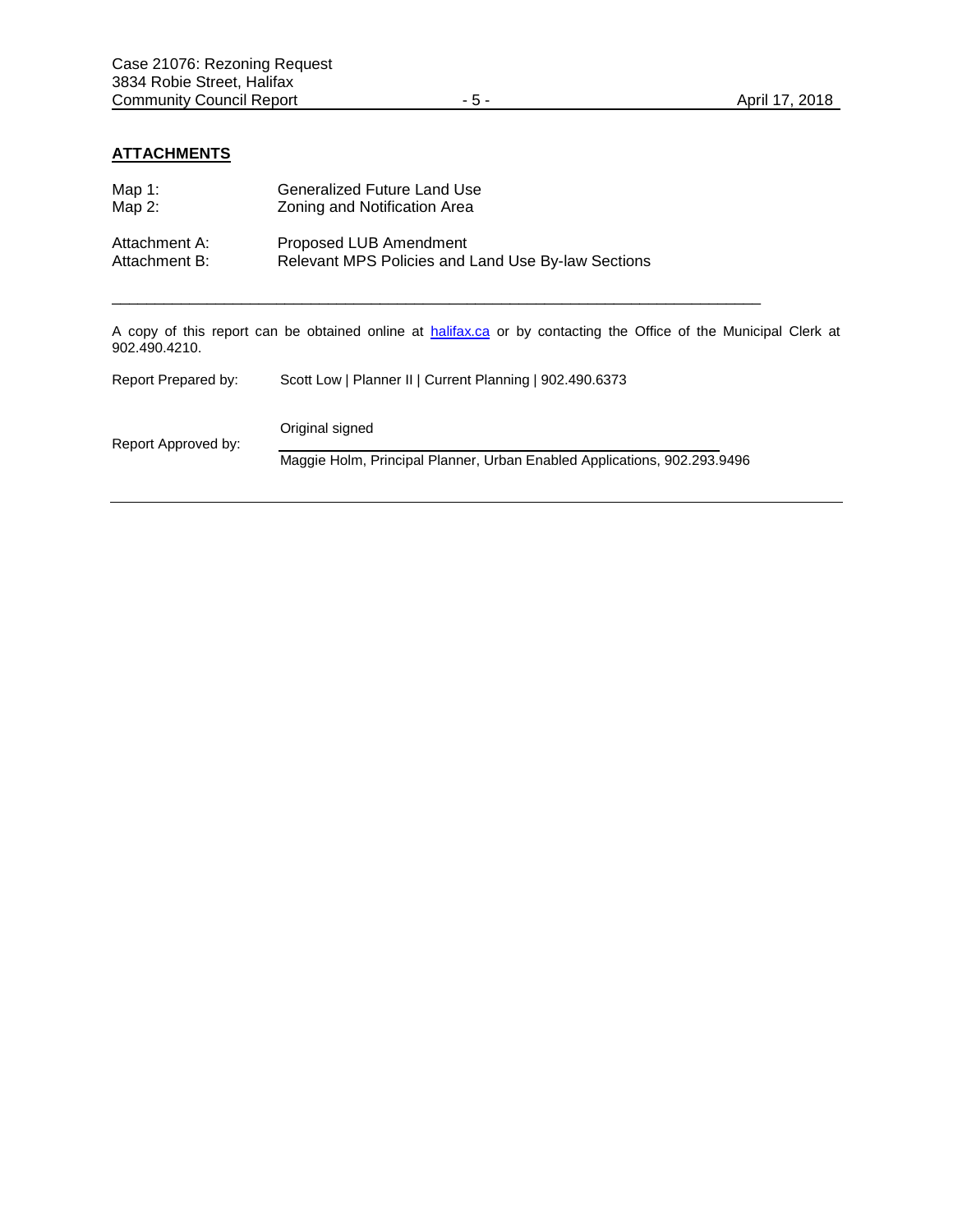## ATTACHMENTS

| | |
|---|---|
| Map 1: | Generalized Future Land Use |
| Map 2: | Zoning and Notification Area |
| Attachment A: | Proposed LUB Amendment |
| Attachment B: | Relevant MPS Policies and Land Use By-law Sections |

---

A copy of this report can be obtained online at [halifax.ca](halifax.ca) or by contacting the Office of the Municipal Clerk at 902.490.4210.

Report Prepared by: Scott Low | Planner II | Current Planning | 902.490.6373

Report Approved by: Original signed

Maggie Holm, Principal Planner, Urban Enabled Applications, 902.293.9496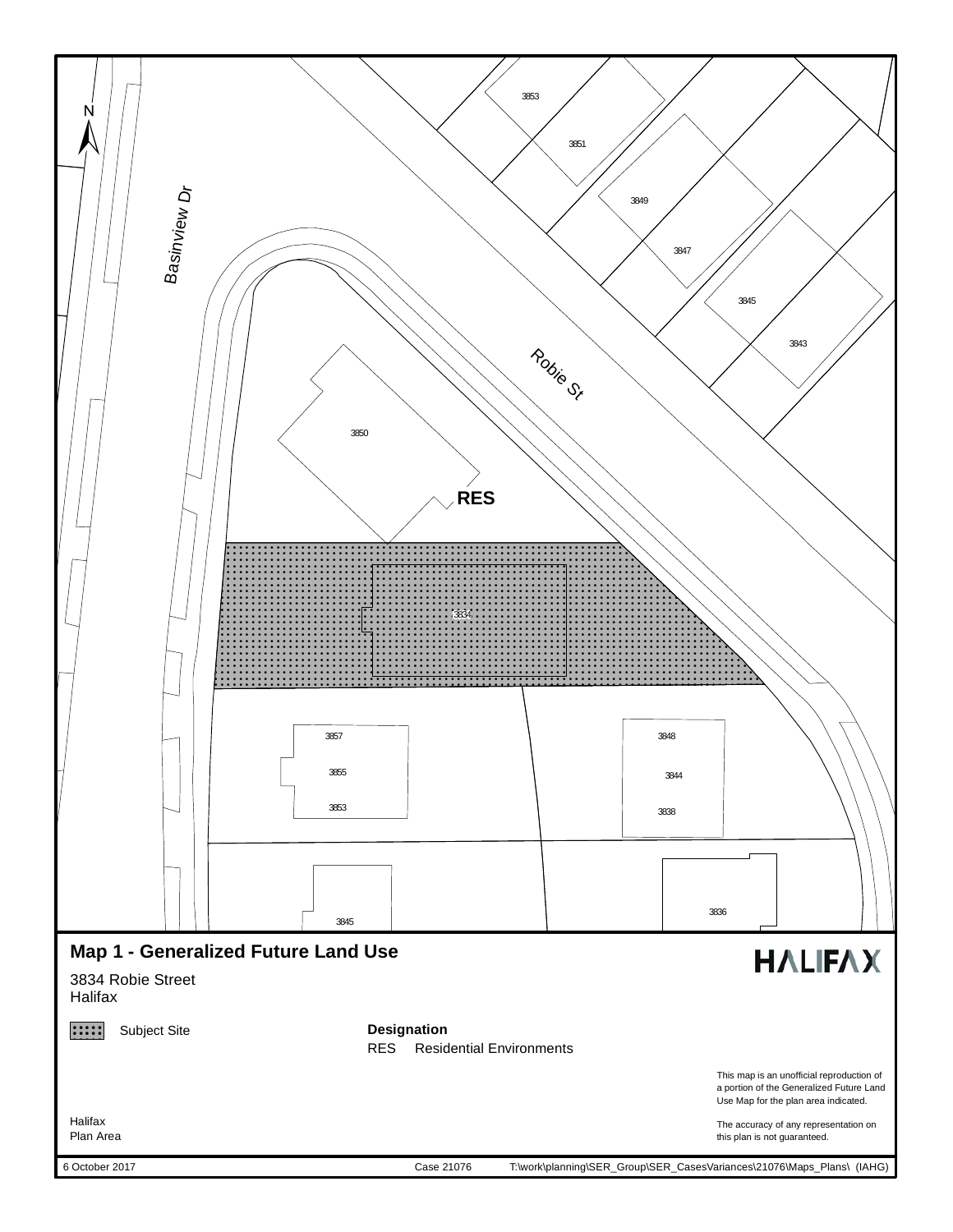# Map 1 - Generalized Future Land Use

3834 Robie Street
Halifax

Subject Site

**Designation**

RES Residential Environments

This map is an unofficial reproduction of a portion of the Generalized Future Land Use Map for the plan area indicated.

The accuracy of any representation on this plan is not guaranteed.

Halifax
Plan Area

6 October 2017 Case 21076 T:\work\planning\SER_Group\SER_CasesVariances\21076\Maps_Plans\ (IAHG)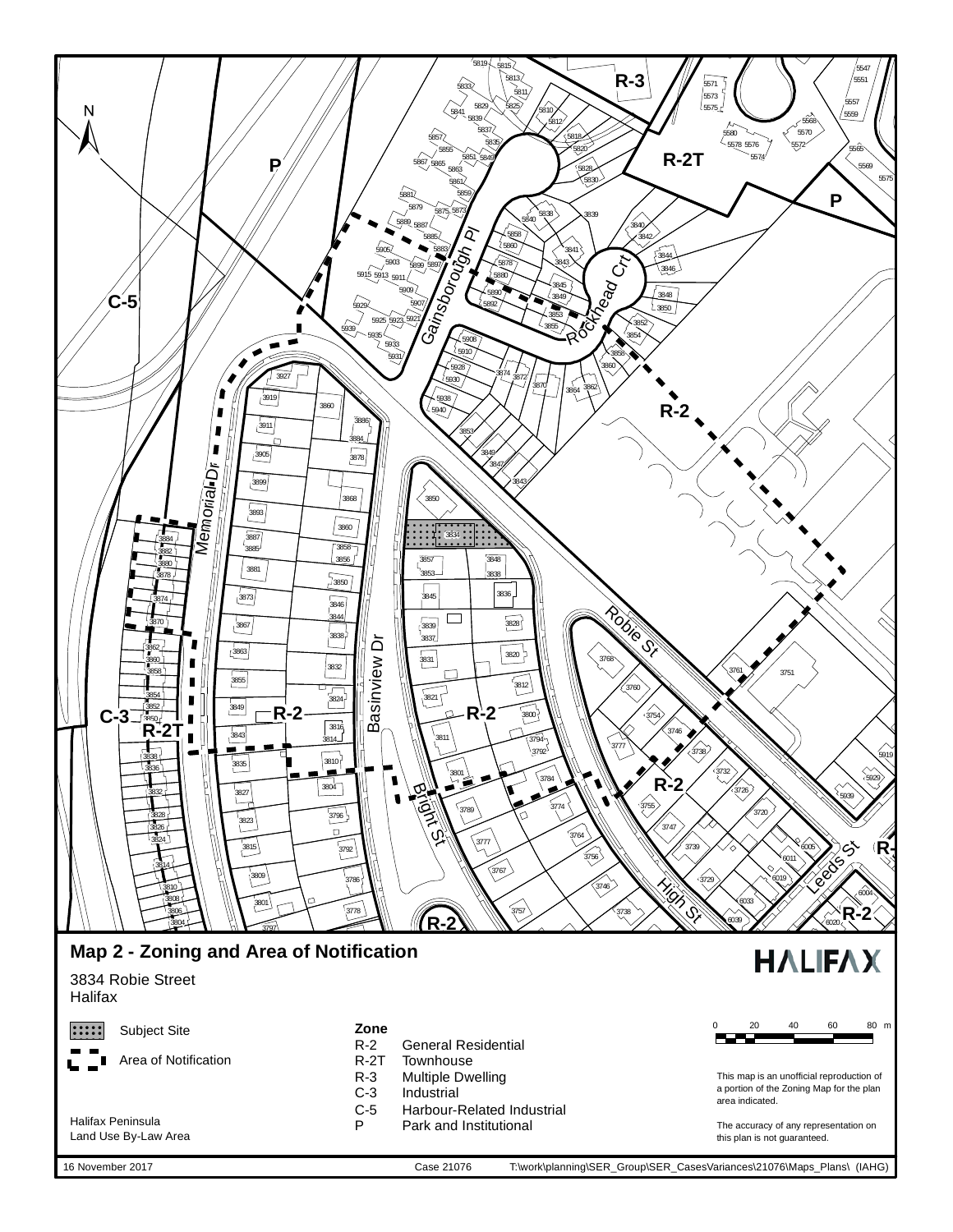## Map 2 - Zoning and Area of Notification

3834 Robie Street
Halifax

HALIFAX

Subject Site

Area of Notification

**Zone**

| Zone | Description |
|---|---|
| R-2 | General Residential |
| R-2T | Townhouse |
| R-3 | Multiple Dwelling |
| C-3 | Industrial |
| C-5 | Harbour-Related Industrial |
| P | Park and Institutional |

0 20 40 60 80 m

This map is an unofficial reproduction of a portion of the Zoning Map for the plan area indicated.

The accuracy of any representation on this plan is not guaranteed.

Halifax Peninsula
Land Use By-Law Area

16 November 2017 Case 21076 T:\work\planning\SER_Group\SER_CasesVariances\21076\Maps_Plans\ (IAHG)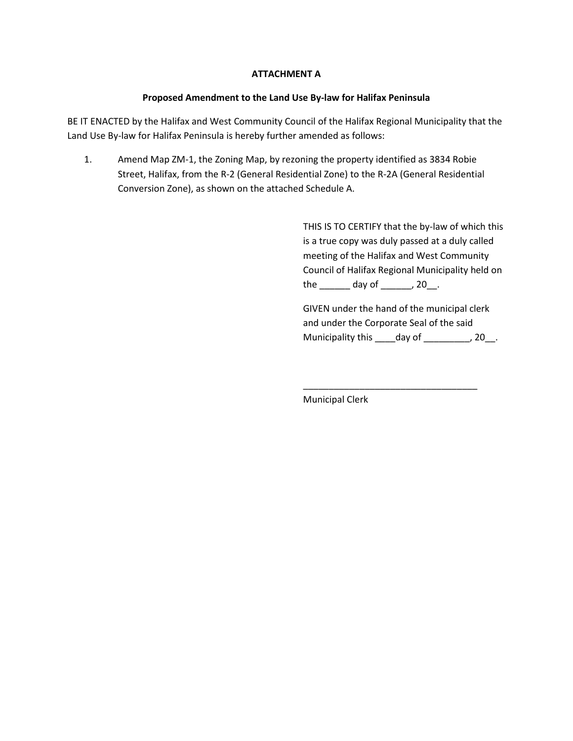**ATTACHMENT A**

**Proposed Amendment to the Land Use By-law for Halifax Peninsula**

BE IT ENACTED by the Halifax and West Community Council of the Halifax Regional Municipality that the Land Use By-law for Halifax Peninsula is hereby further amended as follows:

1. Amend Map ZM-1, the Zoning Map, by rezoning the property identified as 3834 Robie Street, Halifax, from the R-2 (General Residential Zone) to the R-2A (General Residential Conversion Zone), as shown on the attached Schedule A.

THIS IS TO CERTIFY that the by-law of which this is a true copy was duly passed at a duly called meeting of the Halifax and West Community Council of Halifax Regional Municipality held on the ______ day of ______, 20__.

GIVEN under the hand of the municipal clerk and under the Corporate Seal of the said Municipality this ____day of _________, 20__.

___________________________________

Municipal Clerk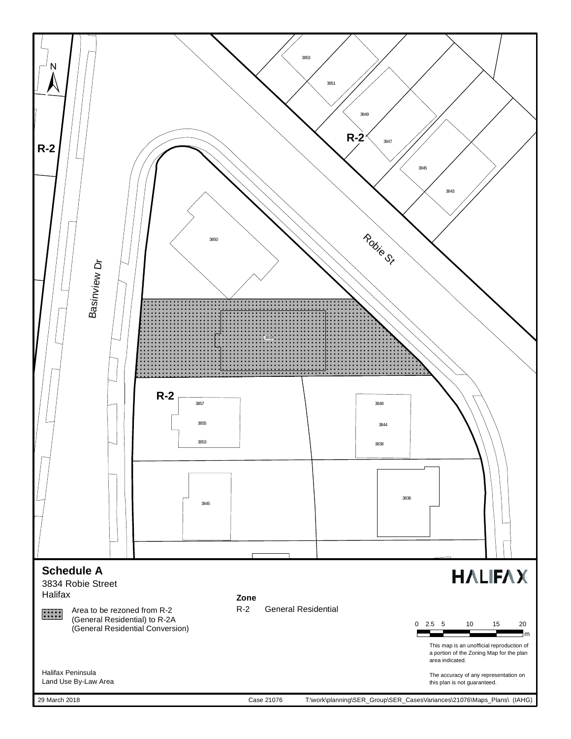R-2

R-2

R-2

Basinview Dr

Robie St

3853

3851

3849

3847

3845

3843

3850

3834

3857

3855

3853

3848

3844

3838

3845

3836

N

## Schedule A

3834 Robie Street
Halifax

Area to be rezoned from R-2 (General Residential) to R-2A (General Residential Conversion)

**Zone**

R-2 General Residential

HALIFAX

0 2.5 5 10 15 20 m

This map is an unofficial reproduction of a portion of the Zoning Map for the plan area indicated.

The accuracy of any representation on this plan is not guaranteed.

Halifax Peninsula
Land Use By-Law Area

29 March 2018 Case 21076 T:\work\planning\SER_Group\SER_CasesVariances\21076\Maps_Plans\ (IAHG)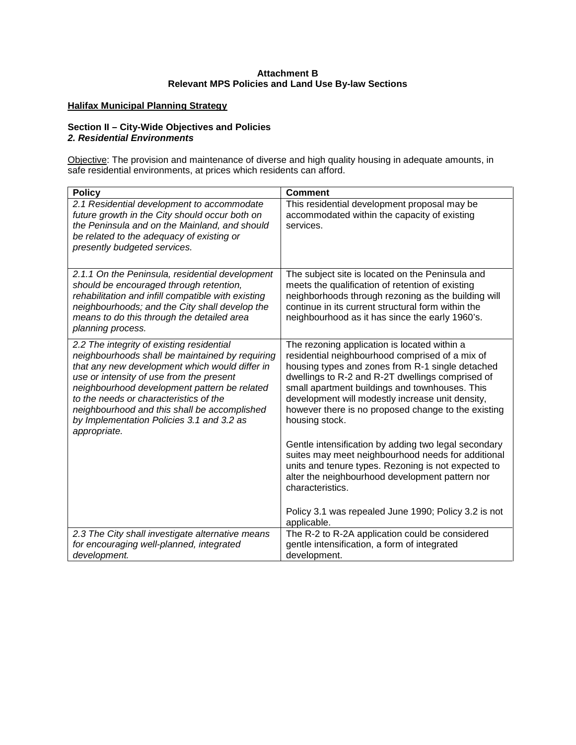**Attachment B**
**Relevant MPS Policies and Land Use By-law Sections**

**<u>Halifax Municipal Planning Strategy</u>**

**Section II – City-Wide Objectives and Policies**
***2. Residential Environments***

<u>Objective</u>: The provision and maintenance of diverse and high quality housing in adequate amounts, in safe residential environments, at prices which residents can afford.

| Policy | Comment |
|---|---|
| *2.1 Residential development to accommodate future growth in the City should occur both on the Peninsula and on the Mainland, and should be related to the adequacy of existing or presently budgeted services.* | This residential development proposal may be accommodated within the capacity of existing services. |
| *2.1.1 On the Peninsula, residential development should be encouraged through retention, rehabilitation and infill compatible with existing neighbourhoods; and the City shall develop the means to do this through the detailed area planning process.* | The subject site is located on the Peninsula and meets the qualification of retention of existing neighborhoods through rezoning as the building will continue in its current structural form within the neighbourhood as it has since the early 1960's. |
| *2.2 The integrity of existing residential neighbourhoods shall be maintained by requiring that any new development which would differ in use or intensity of use from the present neighbourhood development pattern be related to the needs or characteristics of the neighbourhood and this shall be accomplished by Implementation Policies 3.1 and 3.2 as appropriate.* | The rezoning application is located within a residential neighbourhood comprised of a mix of housing types and zones from R-1 single detached dwellings to R-2 and R-2T dwellings comprised of small apartment buildings and townhouses. This development will modestly increase unit density, however there is no proposed change to the existing housing stock.<br><br>Gentle intensification by adding two legal secondary suites may meet neighbourhood needs for additional units and tenure types. Rezoning is not expected to alter the neighbourhood development pattern nor characteristics.<br><br>Policy 3.1 was repealed June 1990; Policy 3.2 is not applicable. |
| *2.3 The City shall investigate alternative means for encouraging well-planned, integrated development.* | The R-2 to R-2A application could be considered gentle intensification, a form of integrated development. |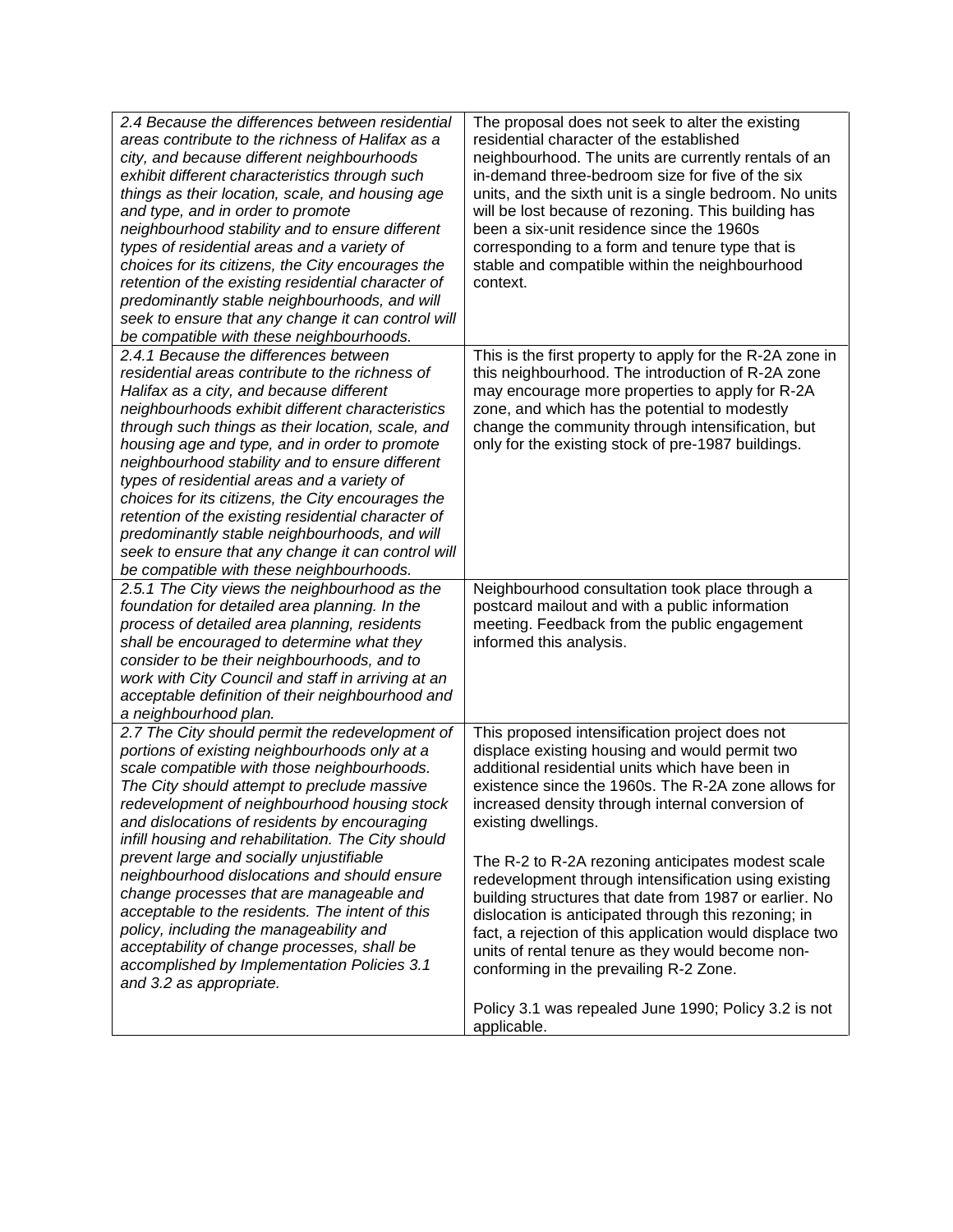| | |
|---|---|
| *2.4 Because the differences between residential areas contribute to the richness of Halifax as a city, and because different neighbourhoods exhibit different characteristics through such things as their location, scale, and housing age and type, and in order to promote neighbourhood stability and to ensure different types of residential areas and a variety of choices for its citizens, the City encourages the retention of the existing residential character of predominantly stable neighbourhoods, and will seek to ensure that any change it can control will be compatible with these neighbourhoods.* | The proposal does not seek to alter the existing residential character of the established neighbourhood. The units are currently rentals of an in-demand three-bedroom size for five of the six units, and the sixth unit is a single bedroom. No units will be lost because of rezoning. This building has been a six-unit residence since the 1960s corresponding to a form and tenure type that is stable and compatible within the neighbourhood context. |
| *2.4.1 Because the differences between residential areas contribute to the richness of Halifax as a city, and because different neighbourhoods exhibit different characteristics through such things as their location, scale, and housing age and type, and in order to promote neighbourhood stability and to ensure different types of residential areas and a variety of choices for its citizens, the City encourages the retention of the existing residential character of predominantly stable neighbourhoods, and will seek to ensure that any change it can control will be compatible with these neighbourhoods.* | This is the first property to apply for the R-2A zone in this neighbourhood. The introduction of R-2A zone may encourage more properties to apply for R-2A zone, and which has the potential to modestly change the community through intensification, but only for the existing stock of pre-1987 buildings. |
| *2.5.1 The City views the neighbourhood as the foundation for detailed area planning. In the process of detailed area planning, residents shall be encouraged to determine what they consider to be their neighbourhoods, and to work with City Council and staff in arriving at an acceptable definition of their neighbourhood and a neighbourhood plan.* | Neighbourhood consultation took place through a postcard mailout and with a public information meeting. Feedback from the public engagement informed this analysis. |
| *2.7 The City should permit the redevelopment of portions of existing neighbourhoods only at a scale compatible with those neighbourhoods. The City should attempt to preclude massive redevelopment of neighbourhood housing stock and dislocations of residents by encouraging infill housing and rehabilitation. The City should prevent large and socially unjustifiable neighbourhood dislocations and should ensure change processes that are manageable and acceptable to the residents. The intent of this policy, including the manageability and acceptability of change processes, shall be accomplished by Implementation Policies 3.1 and 3.2 as appropriate.* | This proposed intensification project does not displace existing housing and would permit two additional residential units which have been in existence since the 1960s. The R-2A zone allows for increased density through internal conversion of existing dwellings.<br><br>The R-2 to R-2A rezoning anticipates modest scale redevelopment through intensification using existing building structures that date from 1987 or earlier. No dislocation is anticipated through this rezoning; in fact, a rejection of this application would displace two units of rental tenure as they would become non-conforming in the prevailing R-2 Zone.<br><br>Policy 3.1 was repealed June 1990; Policy 3.2 is not applicable. |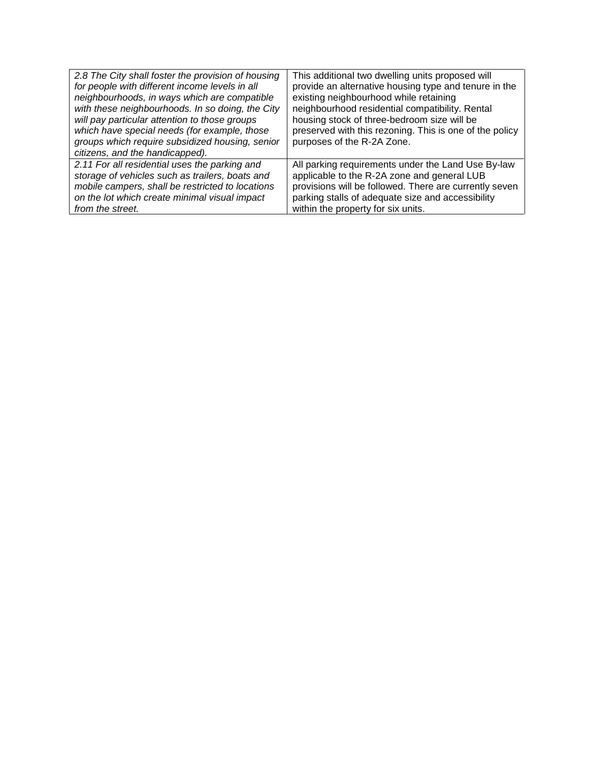| | |
|---|---|
| *2.8 The City shall foster the provision of housing for people with different income levels in all neighbourhoods, in ways which are compatible with these neighbourhoods. In so doing, the City will pay particular attention to those groups which have special needs (for example, those groups which require subsidized housing, senior citizens, and the handicapped).* | This additional two dwelling units proposed will provide an alternative housing type and tenure in the existing neighbourhood while retaining neighbourhood residential compatibility. Rental housing stock of three-bedroom size will be preserved with this rezoning. This is one of the policy purposes of the R-2A Zone. |
| *2.11 For all residential uses the parking and storage of vehicles such as trailers, boats and mobile campers, shall be restricted to locations on the lot which create minimal visual impact from the street.* | All parking requirements under the Land Use By-law applicable to the R-2A zone and general LUB provisions will be followed. There are currently seven parking stalls of adequate size and accessibility within the property for six units. |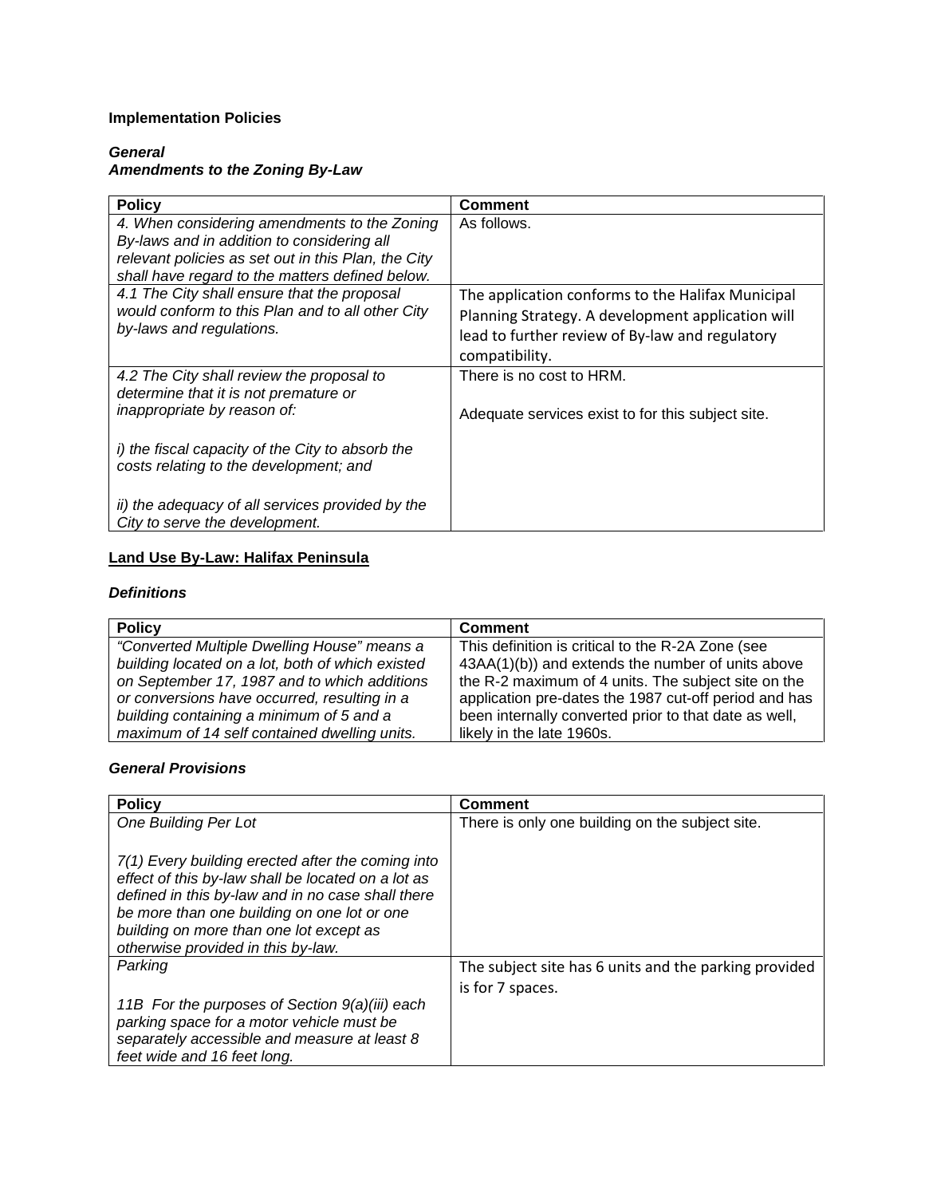**Implementation Policies**

***General***
***Amendments to the Zoning By-Law***

| Policy | Comment |
|---|---|
| *4. When considering amendments to the Zoning By-laws and in addition to considering all relevant policies as set out in this Plan, the City shall have regard to the matters defined below.* | As follows. |
| *4.1 The City shall ensure that the proposal would conform to this Plan and to all other City by-laws and regulations.* | The application conforms to the Halifax Municipal Planning Strategy. A development application will lead to further review of By-law and regulatory compatibility. |
| *4.2 The City shall review the proposal to determine that it is not premature or inappropriate by reason of:*<br><br>*i) the fiscal capacity of the City to absorb the costs relating to the development; and*<br><br>*ii) the adequacy of all services provided by the City to serve the development.* | There is no cost to HRM.<br><br>Adequate services exist to for this subject site. |

## Land Use By-Law: Halifax Peninsula

***Definitions***

| Policy | Comment |
|---|---|
| *"Converted Multiple Dwelling House" means a building located on a lot, both of which existed on September 17, 1987 and to which additions or conversions have occurred, resulting in a building containing a minimum of 5 and a maximum of 14 self contained dwelling units.* | This definition is critical to the R-2A Zone (see 43AA(1)(b)) and extends the number of units above the R-2 maximum of 4 units. The subject site on the application pre-dates the 1987 cut-off period and has been internally converted prior to that date as well, likely in the late 1960s. |

***General Provisions***

| Policy | Comment |
|---|---|
| *One Building Per Lot*<br><br>*7(1) Every building erected after the coming into effect of this by-law shall be located on a lot as defined in this by-law and in no case shall there be more than one building on one lot or one building on more than one lot except as otherwise provided in this by-law.* | There is only one building on the subject site. |
| *Parking*<br><br>*11B For the purposes of Section 9(a)(iii) each parking space for a motor vehicle must be separately accessible and measure at least 8 feet wide and 16 feet long.* | The subject site has 6 units and the parking provided is for 7 spaces. |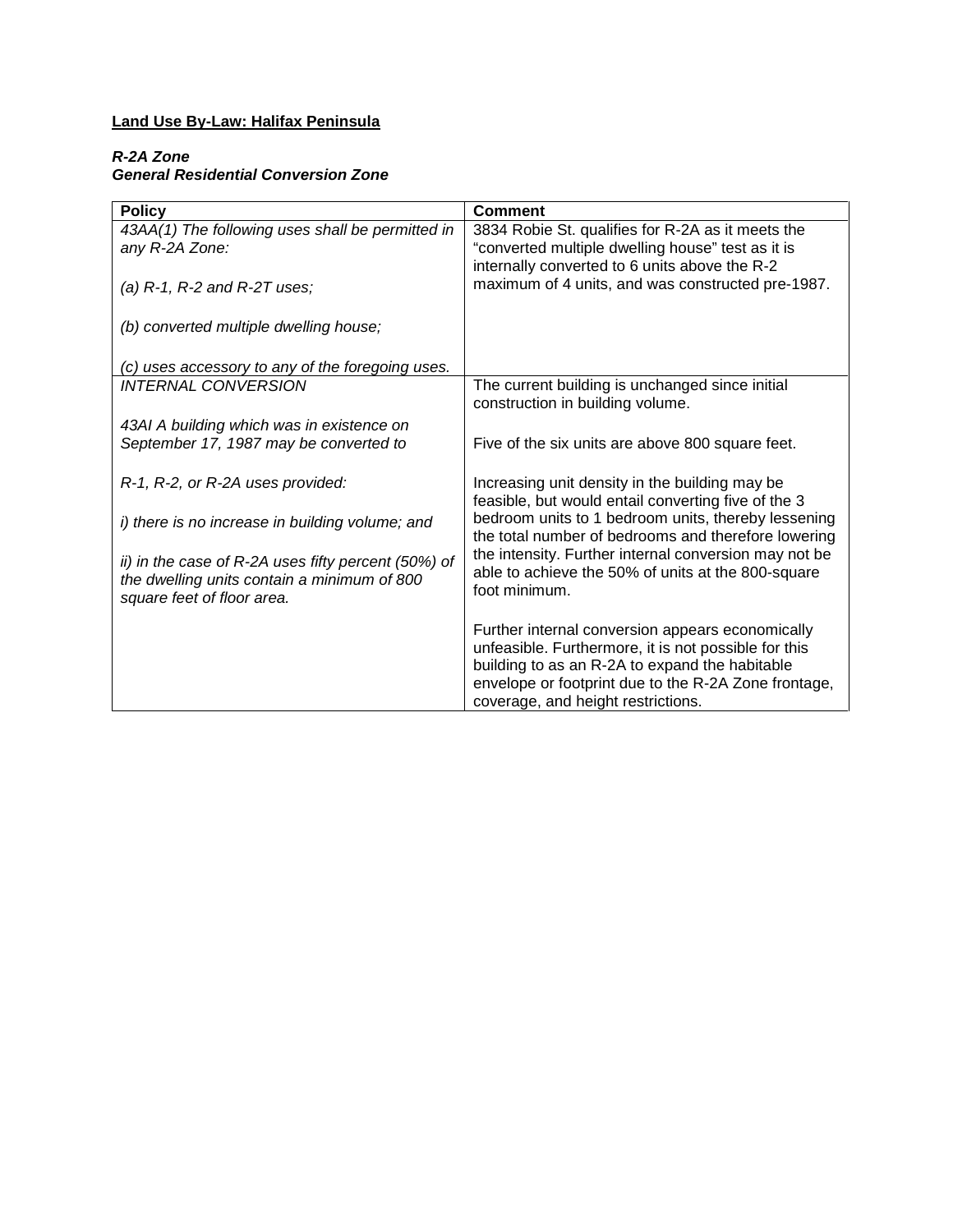**<u>Land Use By-Law: Halifax Peninsula</u>**

***R-2A Zone***
***General Residential Conversion Zone***

| Policy | Comment |
|---|---|
| *43AA(1) The following uses shall be permitted in any R-2A Zone:*<br><br>*(a) R-1, R-2 and R-2T uses;*<br><br>*(b) converted multiple dwelling house;*<br><br>*(c) uses accessory to any of the foregoing uses.* | 3834 Robie St. qualifies for R-2A as it meets the "converted multiple dwelling house" test as it is internally converted to 6 units above the R-2 maximum of 4 units, and was constructed pre-1987. |
| *INTERNAL CONVERSION*<br><br>*43AI A building which was in existence on September 17, 1987 may be converted to*<br><br>*R-1, R-2, or R-2A uses provided:*<br><br>*i) there is no increase in building volume; and*<br><br>*ii) in the case of R-2A uses fifty percent (50%) of the dwelling units contain a minimum of 800 square feet of floor area.* | The current building is unchanged since initial construction in building volume.<br><br>Five of the six units are above 800 square feet.<br><br>Increasing unit density in the building may be feasible, but would entail converting five of the 3 bedroom units to 1 bedroom units, thereby lessening the total number of bedrooms and therefore lowering the intensity. Further internal conversion may not be able to achieve the 50% of units at the 800-square foot minimum.<br><br>Further internal conversion appears economically unfeasible. Furthermore, it is not possible for this building to as an R-2A to expand the habitable envelope or footprint due to the R-2A Zone frontage, coverage, and height restrictions. |